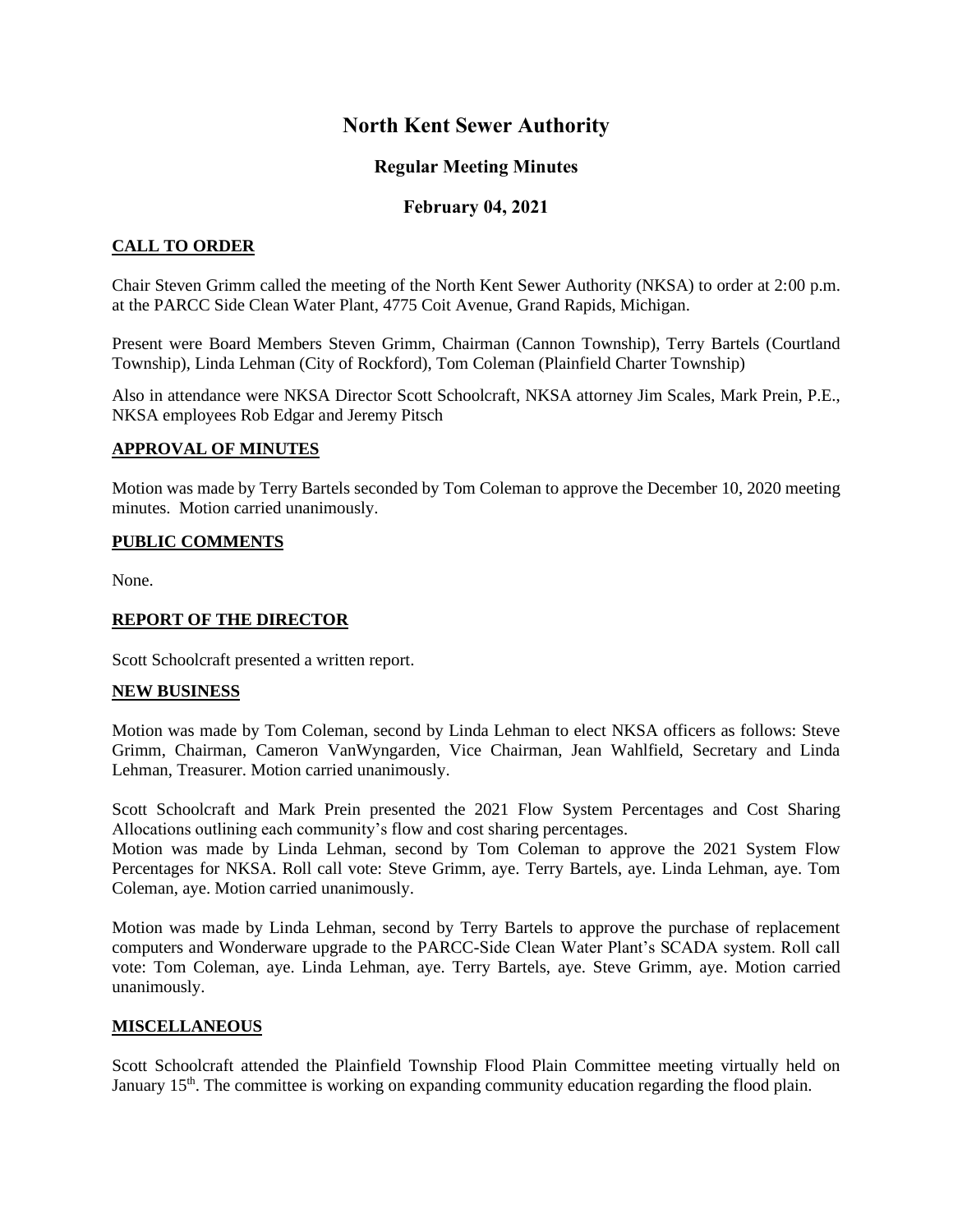# North Kent Sewer Authority

## Regular Meeting Minutes

## February 04, 2021

### CALL TO ORDER

Chair Steven Grimm called the meeting of the North Kent Sewer Authority (NKSA) to order at 2:00 p.m. at the PARCC Side Clean Water Plant, 4775 Coit Avenue, Grand Rapids, Michigan.

Present were Board Members Steven Grimm, Chairman (Cannon Township), Terry Bartels (Courtland Township), Linda Lehman (City of Rockford), Tom Coleman (Plainfield Charter Township)

Also in attendance were NKSA Director Scott Schoolcraft, NKSA attorney Jim Scales, Mark Prein, P.E., NKSA employees Rob Edgar and Jeremy Pitsch

### APPROVAL OF MINUTES

Motion was made by Terry Bartels seconded by Tom Coleman to approve the December 10, 2020 meeting minutes. Motion carried unanimously.

### PUBLIC COMMENTS

None.

### REPORT OF THE DIRECTOR

Scott Schoolcraft presented a written report.

### NEW BUSINESS

Motion was made by Tom Coleman, second by Linda Lehman to elect NKSA officers as follows: Steve Grimm, Chairman, Cameron VanWyngarden, Vice Chairman, Jean Wahlfield, Secretary and Linda Lehman, Treasurer. Motion carried unanimously.

Scott Schoolcraft and Mark Prein presented the 2021 Flow System Percentages and Cost Sharing Allocations outlining each community's flow and cost sharing percentages.
Motion was made by Linda Lehman, second by Tom Coleman to approve the 2021 System Flow Percentages for NKSA. Roll call vote: Steve Grimm, aye. Terry Bartels, aye. Linda Lehman, aye. Tom Coleman, aye. Motion carried unanimously.

Motion was made by Linda Lehman, second by Terry Bartels to approve the purchase of replacement computers and Wonderware upgrade to the PARCC-Side Clean Water Plant's SCADA system. Roll call vote: Tom Coleman, aye. Linda Lehman, aye. Terry Bartels, aye. Steve Grimm, aye. Motion carried unanimously.

### MISCELLANEOUS

Scott Schoolcraft attended the Plainfield Township Flood Plain Committee meeting virtually held on January 15th. The committee is working on expanding community education regarding the flood plain.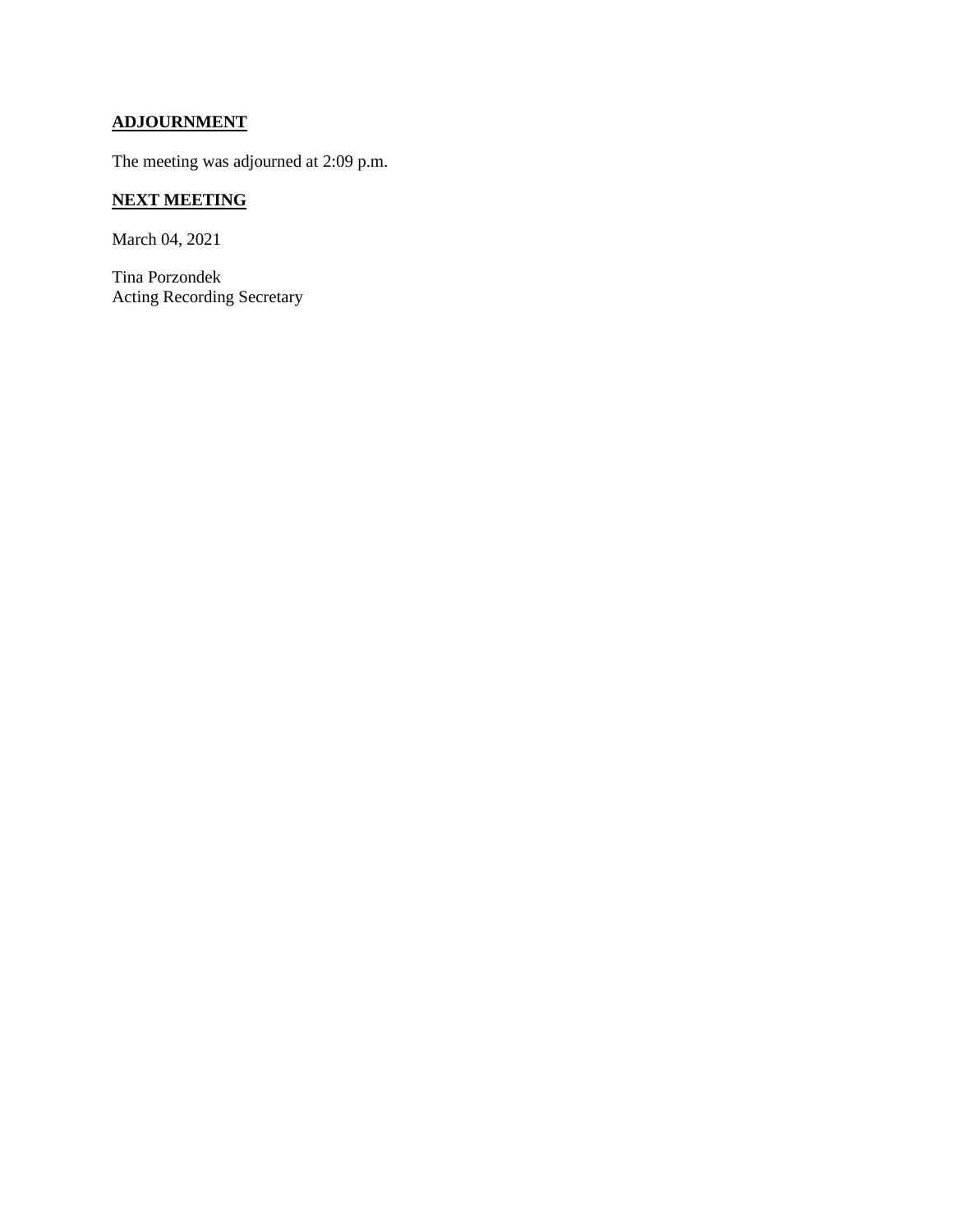**ADJOURNMENT**

The meeting was adjourned at 2:09 p.m.

**NEXT MEETING**

March 04, 2021

Tina Porzondek
Acting Recording Secretary